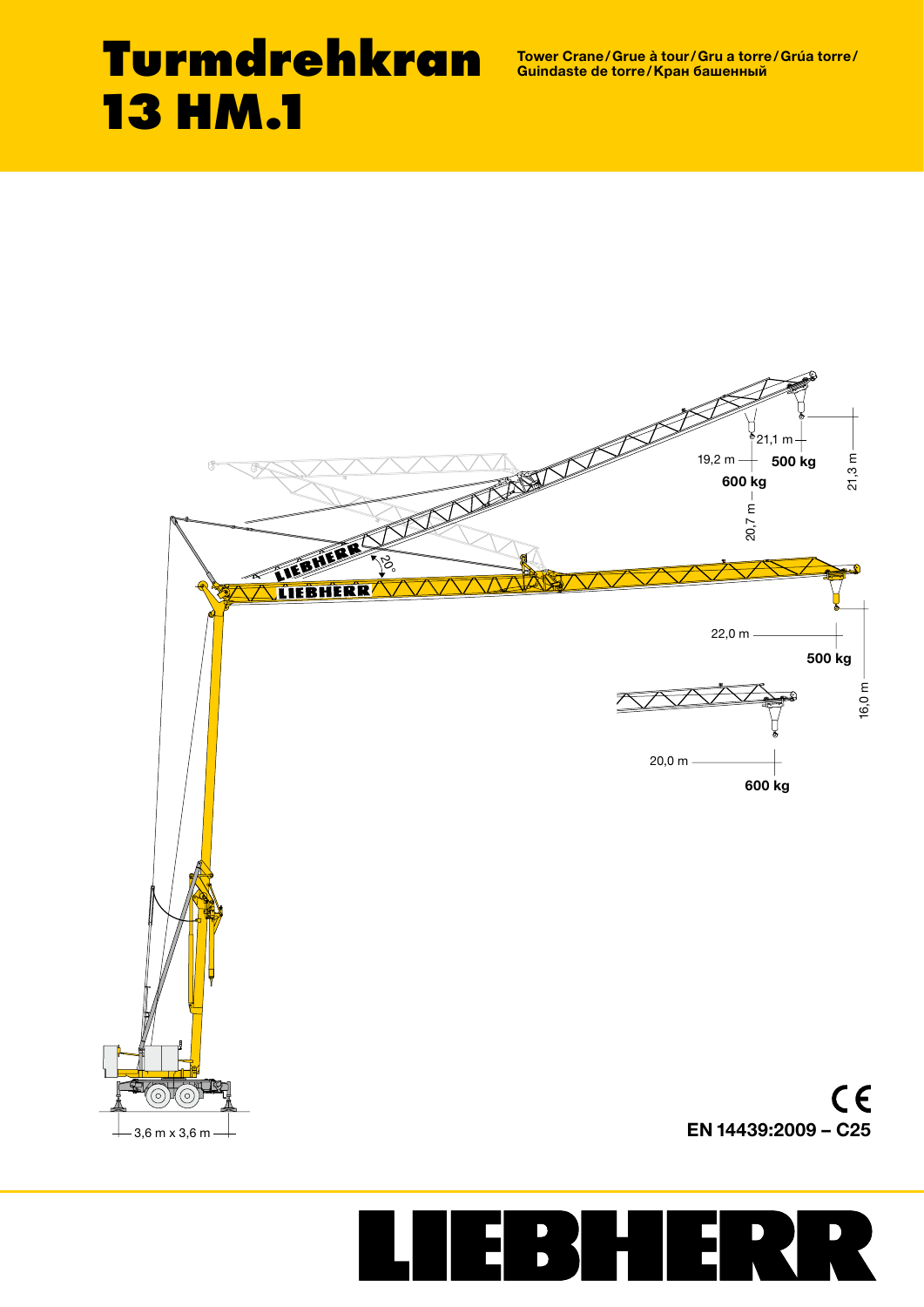# Turmdrehkran 13 HM.1

Tower Crane / Grue à tour / Gru a torre / Grúa torre / Guindaste de torre / Кран башенный

21,1 m

19,2 m

500 kg

600 kg

20,7 m

21,3 m

20°

22,0 m

500 kg

16,0 m

20,0 m

600 kg

3,6 m x 3,6 m

CE

**EN 14439:2009 – C25**

LIEBHERR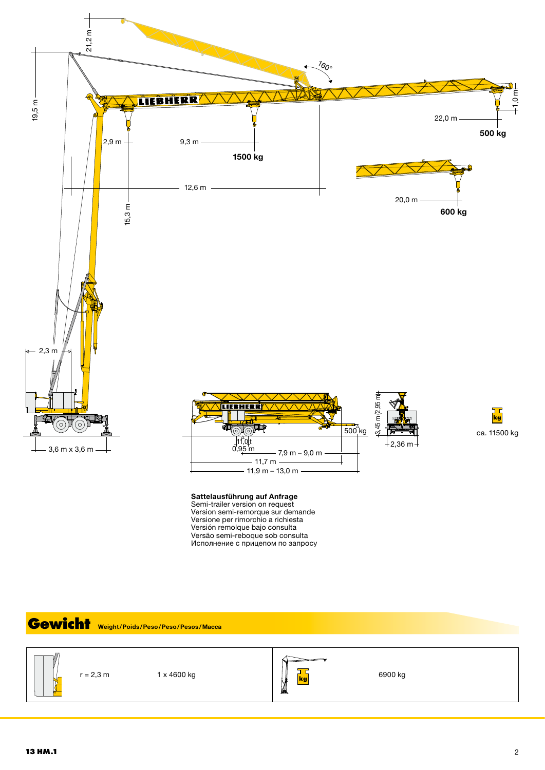21,2 m

19,5 m

160°

2,9 m

9,3 m

1500 kg

22,0 m

500 kg

1,0 m

12,6 m

20,0 m

600 kg

15,3 m

2,3 m

3,6 m x 3,6 m

500 kg

11,0 t

0,95 m

7,9 m – 9,0 m

11,7 m

11,9 m – 13,0 m

3,45 m (2,95 m)

2,36 m

ca. 11500 kg

**Sattelausführung auf Anfrage**
Semi-trailer version on request
Version semi-remorque sur demande
Versione per rimorchio a richiesta
Versión remolque bajo consulta
Versão semi-reboque sob consulta
Исполнение с прицепом по запросу

## Gewicht Weight/Poids/Peso/Peso/Pesos/Масса

| | | | | |
|---|---|---|---|---|
| | r = 2,3 m | 1 x 4600 kg | | 6900 kg |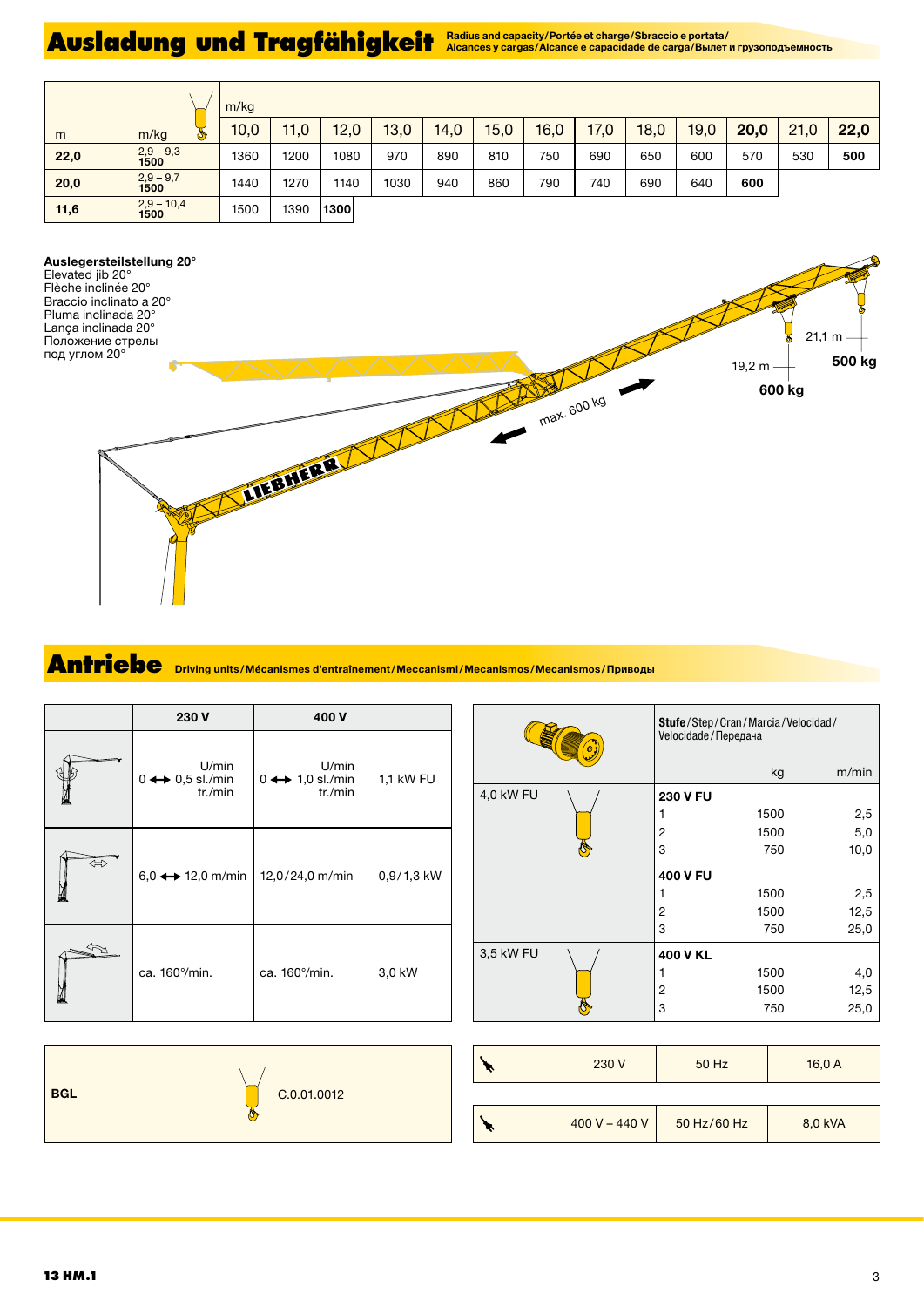# Ausladung und Tragfähigkeit

Radius and capacity/Portée et charge/Sbraccio e portata/Alcances y cargas/Alcance e capacidade de carga/Вылет и грузоподъемность

| m | m/kg | 10,0 | 11,0 | 12,0 | 13,0 | 14,0 | 15,0 | 16,0 | 17,0 | 18,0 | 19,0 | **20,0** | 21,0 | **22,0** |
|---|---|---|---|---|---|---|---|---|---|---|---|---|---|---|
| **22,0** | 2,9 – 9,3 **1500** | 1360 | 1200 | 1080 | 970 | 890 | 810 | 750 | 690 | 650 | 600 | 570 | 530 | **500** |
| **20,0** | 2,9 – 9,7 **1500** | 1440 | 1270 | 1140 | 1030 | 940 | 860 | 790 | 740 | 690 | 640 | **600** | | |
| **11,6** | 2,9 – 10,4 **1500** | 1500 | 1390 | **1300** | | | | | | | | | | |

**Auslegersteilstellung 20°**
Elevated jib 20°
Flèche inclinée 20°
Braccio inclinato a 20°
Pluma inclinada 20°
Lança inclinada 20°
Положение стрелы под углом 20°

max. 600 kg

19,2 m – **600 kg**

21,1 m – **500 kg**

# Antriebe

Driving units/Mécanismes d'entraînement/Meccanismi/Mecanismos/Mecanismos/Приводы

| | 230 V | 400 V | |
|---|---|---|---|
| | U/min 0 ↔ 0,5 sl./min tr./min | U/min 0 ↔ 1,0 sl./min tr./min | 1,1 kW FU |
| | 6,0 ↔ 12,0 m/min | 12,0/24,0 m/min | 0,9/1,3 kW |
| | ca. 160°/min. | ca. 160°/min. | 3,0 kW |

| | Stufe/Step/Cran/Marcia/Velocidad/Velocidade/Передача | kg | m/min |
|---|---|---|---|
| 4,0 kW FU | **230 V FU** | | |
| | 1 | 1500 | 2,5 |
| | 2 | 1500 | 5,0 |
| | 3 | 750 | 10,0 |
| | **400 V FU** | | |
| | 1 | 1500 | 2,5 |
| | 2 | 1500 | 12,5 |
| | 3 | 750 | 25,0 |
| 3,5 kW FU | **400 V KL** | | |
| | 1 | 1500 | 4,0 |
| | 2 | 1500 | 12,5 |
| | 3 | 750 | 25,0 |

| | |
|---|---|
| **BGL** | C.0.01.0012 |

| | | |
|---|---|---|
| 230 V | 50 Hz | 16,0 A |
| 400 V – 440 V | 50 Hz/60 Hz | 8,0 kVA |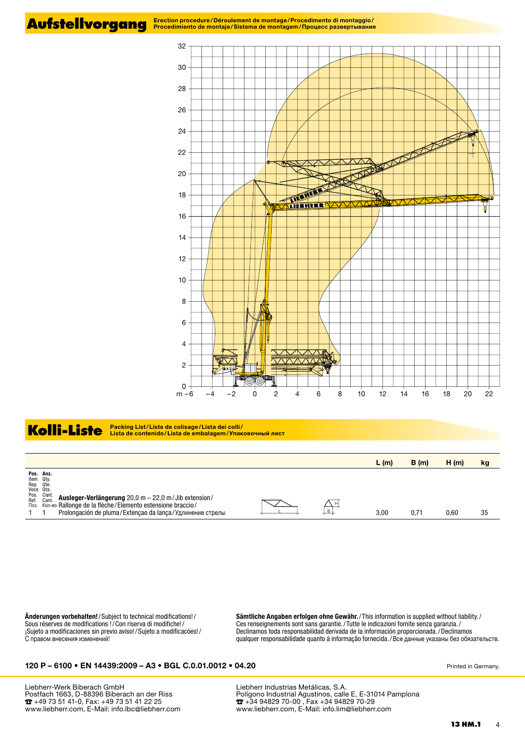# Aufstellvorgang

Erection procedure / Déroulement de montage / Procedimento di montaggio / Procedimiento de montaje / Sistema de montagem / Процесс развертывания

32
30
28
26
24
22
20
18
16
14
12
10
8
6
4
2
0
m −6 −4 −2 0 2 4 6 8 10 12 14 16 18 20 22

LIEBHERR

LIEBHERR

# Kolli-Liste

Packing List / Liste de colisage / Lista dei colli / Lista de contenido / Lista de embalagem / Упаковочный лист

| Pos. / Item / Rep / Voce / Pos. / Ref. / Поз. | Anz. / Qty. / Qte. / Qtà. / Cant. / Cant. / Кол-во | | L (m) | B (m) | H (m) | kg |
|---|---|---|---|---|---|---|
| 1 | 1 | **Ausleger-Verlängerung** 20,0 m – 22,0 m / Jib extension / Rallonge de la flèche / Elemento estensione braccio / Prolongación de pluma / Extençao da lança / Удлинение стрелы | 3,00 | 0,71 | 0,60 | 35 |

**Änderungen vorbehalten!** / Subject to technical modifications! / Sous réserves de modifications ! / Con riserva di modifiche! / ¡Sujeto a modificaciones sin previo aviso! / Sujeto a modificacóes! / С правом внесения изменений!

**Sämtliche Angaben erfolgen ohne Gewähr.** / This information is supplied without liability. / Ces renseignements sont sans garantie. / Tutte le indicazioni fornite senza garanzia. / Declinamos toda responsabilidad derivada de la información proporcionada. / Declinamos qualquer responsabilidade quanto à informação fornecida. / Все данные указаны без обязательств.

**120 P – 6100 • EN 14439:2009 – A3 • BGL C.0.01.0012 • 04.20**

Printed in Germany.

Liebherr-Werk Biberach GmbH
Postfach 1663, D-88396 Biberach an der Riss
☎ +49 73 51 41-0, Fax: +49 73 51 41 22 25
www.liebherr.com, E-Mail: info.lbc@liebherr.com

Liebherr Industrias Metálicas, S.A.
Polígono Industrial Agustinos, calle E, E-31014 Pamplona
☎ +34 94829 70-00 , Fax +34 94829 70-29
www.liebherr.com, E-Mail: info.lim@liebherr.com

**13 HM.1**